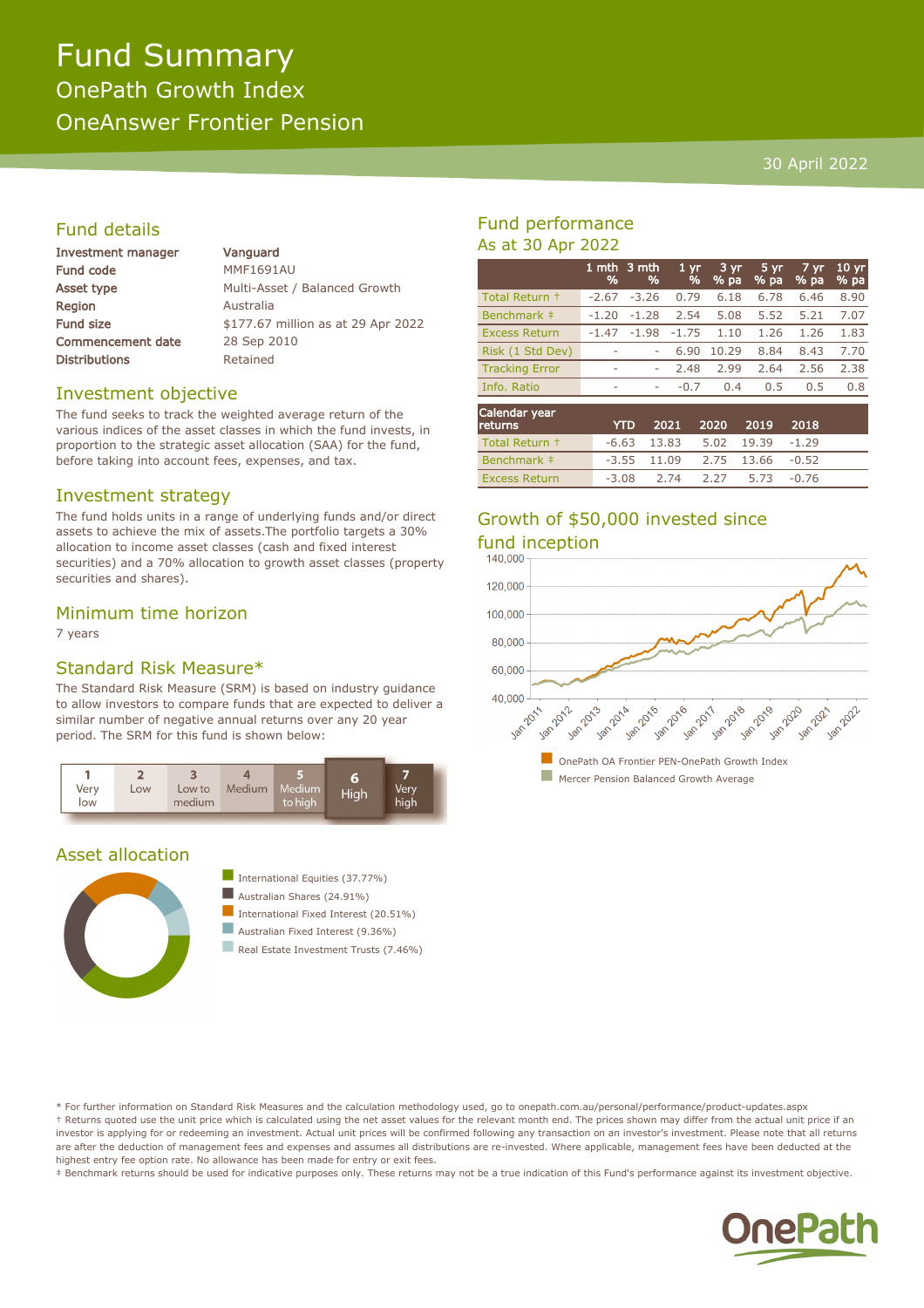# Fund Summary

## OnePath Growth Index

## OneAnswer Frontier Pension

30 April 2022

## Fund details

| | |
|---|---|
| **Investment manager** | **Vanguard** |
| Fund code | MMF1691AU |
| Asset type | Multi-Asset / Balanced Growth |
| Region | Australia |
| Fund size | $177.67 million as at 29 Apr 2022 |
| Commencement date | 28 Sep 2010 |
| Distributions | Retained |

## Investment objective

The fund seeks to track the weighted average return of the various indices of the asset classes in which the fund invests, in proportion to the strategic asset allocation (SAA) for the fund, before taking into account fees, expenses, and tax.

## Investment strategy

The fund holds units in a range of underlying funds and/or direct assets to achieve the mix of assets.The portfolio targets a 30% allocation to income asset classes (cash and fixed interest securities) and a 70% allocation to growth asset classes (property securities and shares).

## Minimum time horizon

7 years

## Standard Risk Measure*

The Standard Risk Measure (SRM) is based on industry guidance to allow investors to compare funds that are expected to deliver a similar number of negative annual returns over any 20 year period. The SRM for this fund is shown below:

| 1 Very low | 2 Low | 3 Low to medium | 4 Medium | 5 Medium to high | **6 High** | 7 Very high |
|---|---|---|---|---|---|---|

## Asset allocation

- International Equities (37.77%)
- Australian Shares (24.91%)
- International Fixed Interest (20.51%)
- Australian Fixed Interest (9.36%)
- Real Estate Investment Trusts (7.46%)

## Fund performance

As at 30 Apr 2022

| | 1 mth % | 3 mth % | 1 yr % | 3 yr % pa | 5 yr % pa | 7 yr % pa | 10 yr % pa |
|---|---|---|---|---|---|---|---|
| Total Return † | -2.67 | -3.26 | 0.79 | 6.18 | 6.78 | 6.46 | 8.90 |
| Benchmark ‡ | -1.20 | -1.28 | 2.54 | 5.08 | 5.52 | 5.21 | 7.07 |
| Excess Return | -1.47 | -1.98 | -1.75 | 1.10 | 1.26 | 1.26 | 1.83 |
| Risk (1 Std Dev) | - | - | 6.90 | 10.29 | 8.84 | 8.43 | 7.70 |
| Tracking Error | - | - | 2.48 | 2.99 | 2.64 | 2.56 | 2.38 |
| Info. Ratio | - | - | -0.7 | 0.4 | 0.5 | 0.5 | 0.8 |

| Calendar year returns | YTD | 2021 | 2020 | 2019 | 2018 |
|---|---|---|---|---|---|
| Total Return † | -6.63 | 13.83 | 5.02 | 19.39 | -1.29 |
| Benchmark ‡ | -3.55 | 11.09 | 2.75 | 13.66 | -0.52 |
| Excess Return | -3.08 | 2.74 | 2.27 | 5.73 | -0.76 |

## Growth of $50,000 invested since fund inception

- OnePath OA Frontier PEN-OnePath Growth Index
- Mercer Pension Balanced Growth Average

* For further information on Standard Risk Measures and the calculation methodology used, go to onepath.com.au/personal/performance/product-updates.aspx
† Returns quoted use the unit price which is calculated using the net asset values for the relevant month end. The prices shown may differ from the actual unit price if an investor is applying for or redeeming an investment. Actual unit prices will be confirmed following any transaction on an investor's investment. Please note that all returns are after the deduction of management fees and expenses and assumes all distributions are re-invested. Where applicable, management fees have been deducted at the highest entry fee option rate. No allowance has been made for entry or exit fees.
‡ Benchmark returns should be used for indicative purposes only. These returns may not be a true indication of this Fund's performance against its investment objective.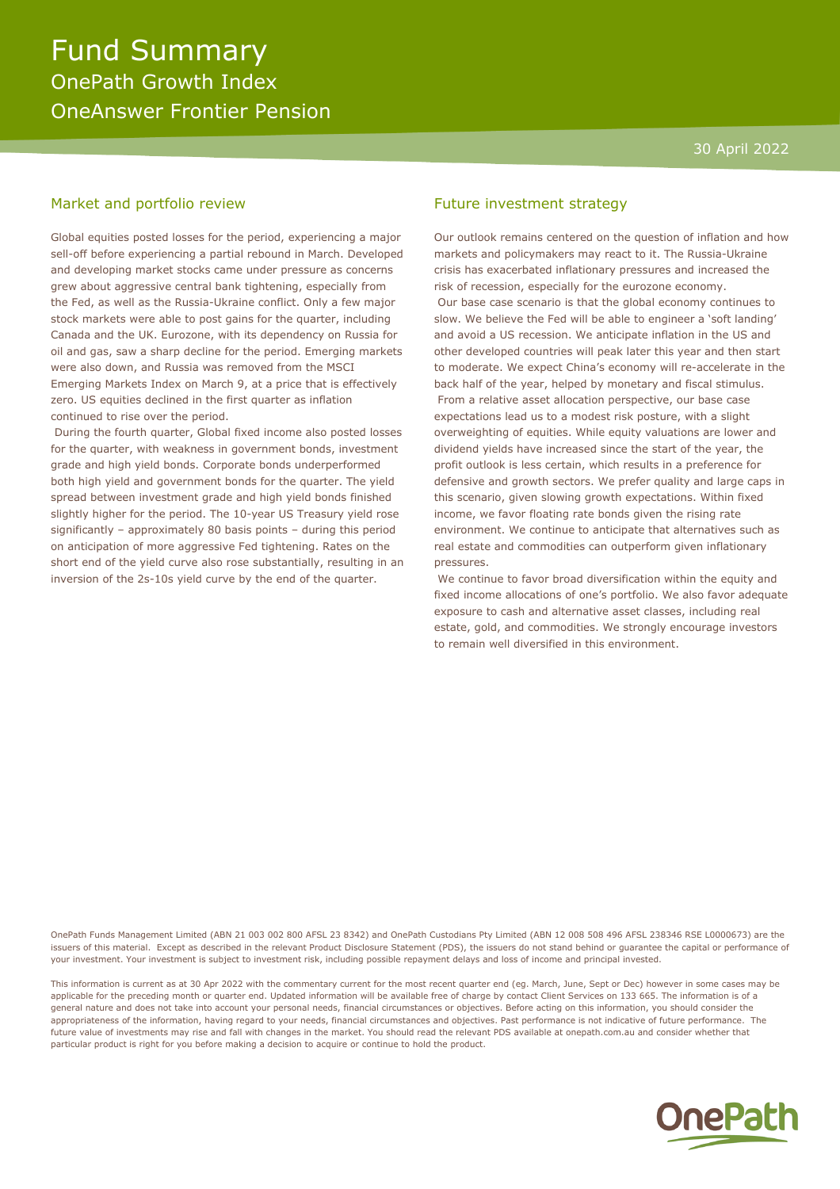# Fund Summary

## OnePath Growth Index

## OneAnswer Frontier Pension

30 April 2022

### Market and portfolio review

Global equities posted losses for the period, experiencing a major sell-off before experiencing a partial rebound in March. Developed and developing market stocks came under pressure as concerns grew about aggressive central bank tightening, especially from the Fed, as well as the Russia-Ukraine conflict. Only a few major stock markets were able to post gains for the quarter, including Canada and the UK. Eurozone, with its dependency on Russia for oil and gas, saw a sharp decline for the period. Emerging markets were also down, and Russia was removed from the MSCI Emerging Markets Index on March 9, at a price that is effectively zero. US equities declined in the first quarter as inflation continued to rise over the period.

During the fourth quarter, Global fixed income also posted losses for the quarter, with weakness in government bonds, investment grade and high yield bonds. Corporate bonds underperformed both high yield and government bonds for the quarter. The yield spread between investment grade and high yield bonds finished slightly higher for the period. The 10-year US Treasury yield rose significantly – approximately 80 basis points – during this period on anticipation of more aggressive Fed tightening. Rates on the short end of the yield curve also rose substantially, resulting in an inversion of the 2s-10s yield curve by the end of the quarter.

### Future investment strategy

Our outlook remains centered on the question of inflation and how markets and policymakers may react to it. The Russia-Ukraine crisis has exacerbated inflationary pressures and increased the risk of recession, especially for the eurozone economy.

Our base case scenario is that the global economy continues to slow. We believe the Fed will be able to engineer a 'soft landing' and avoid a US recession. We anticipate inflation in the US and other developed countries will peak later this year and then start to moderate. We expect China's economy will re-accelerate in the back half of the year, helped by monetary and fiscal stimulus.

From a relative asset allocation perspective, our base case expectations lead us to a modest risk posture, with a slight overweighting of equities. While equity valuations are lower and dividend yields have increased since the start of the year, the profit outlook is less certain, which results in a preference for defensive and growth sectors. We prefer quality and large caps in this scenario, given slowing growth expectations. Within fixed income, we favor floating rate bonds given the rising rate environment. We continue to anticipate that alternatives such as real estate and commodities can outperform given inflationary pressures.

We continue to favor broad diversification within the equity and fixed income allocations of one's portfolio. We also favor adequate exposure to cash and alternative asset classes, including real estate, gold, and commodities. We strongly encourage investors to remain well diversified in this environment.

OnePath Funds Management Limited (ABN 21 003 002 800 AFSL 23 8342) and OnePath Custodians Pty Limited (ABN 12 008 508 496 AFSL 238346 RSE L0000673) are the issuers of this material. Except as described in the relevant Product Disclosure Statement (PDS), the issuers do not stand behind or guarantee the capital or performance of your investment. Your investment is subject to investment risk, including possible repayment delays and loss of income and principal invested.

This information is current as at 30 Apr 2022 with the commentary current for the most recent quarter end (eg. March, June, Sept or Dec) however in some cases may be applicable for the preceding month or quarter end. Updated information will be available free of charge by contact Client Services on 133 665. The information is of a general nature and does not take into account your personal needs, financial circumstances or objectives. Before acting on this information, you should consider the appropriateness of the information, having regard to your needs, financial circumstances and objectives. Past performance is not indicative of future performance. The future value of investments may rise and fall with changes in the market. You should read the relevant PDS available at onepath.com.au and consider whether that particular product is right for you before making a decision to acquire or continue to hold the product.

OnePath